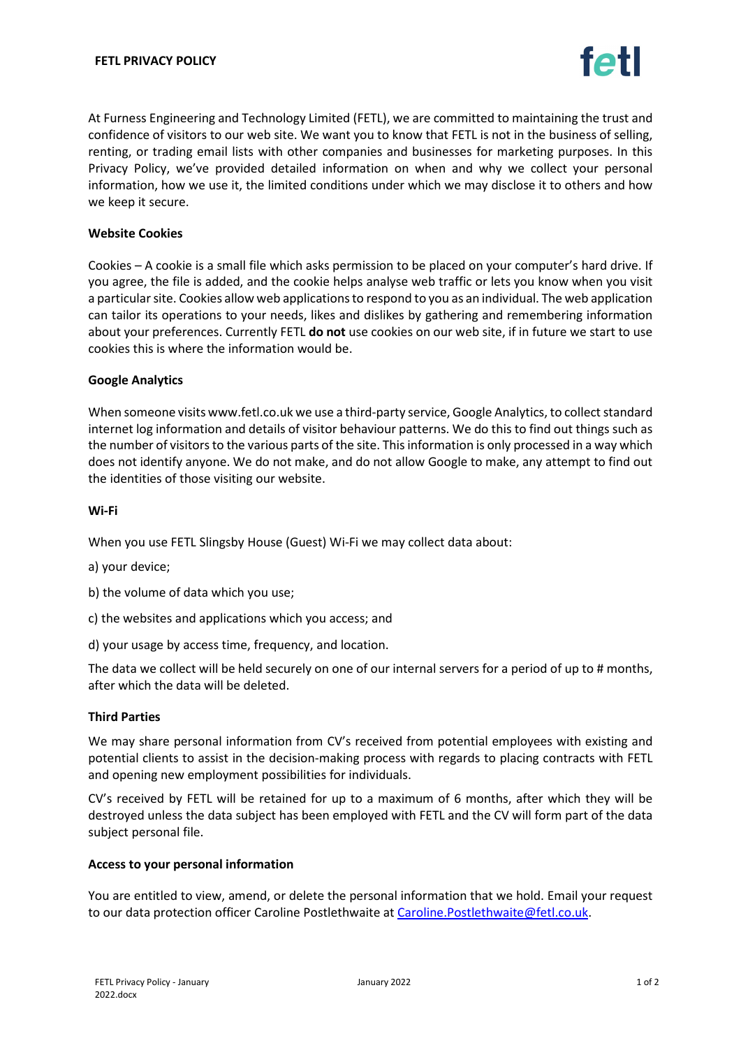# FETL PRIVACY POLICY

At Furness Engineering and Technology Limited (FETL), we are committed to maintaining the trust and confidence of visitors to our web site. We want you to know that FETL is not in the business of selling, renting, or trading email lists with other companies and businesses for marketing purposes. In this Privacy Policy, we've provided detailed information on when and why we collect your personal information, how we use it, the limited conditions under which we may disclose it to others and how we keep it secure.

**Website Cookies**

Cookies – A cookie is a small file which asks permission to be placed on your computer's hard drive. If you agree, the file is added, and the cookie helps analyse web traffic or lets you know when you visit a particular site. Cookies allow web applications to respond to you as an individual. The web application can tailor its operations to your needs, likes and dislikes by gathering and remembering information about your preferences. Currently FETL **do not** use cookies on our web site, if in future we start to use cookies this is where the information would be.

**Google Analytics**

When someone visits www.fetl.co.uk we use a third-party service, Google Analytics, to collect standard internet log information and details of visitor behaviour patterns. We do this to find out things such as the number of visitors to the various parts of the site. This information is only processed in a way which does not identify anyone. We do not make, and do not allow Google to make, any attempt to find out the identities of those visiting our website.

**Wi-Fi**

When you use FETL Slingsby House (Guest) Wi-Fi we may collect data about:

a) your device;

b) the volume of data which you use;

c) the websites and applications which you access; and

d) your usage by access time, frequency, and location.

The data we collect will be held securely on one of our internal servers for a period of up to # months, after which the data will be deleted.

**Third Parties**

We may share personal information from CV's received from potential employees with existing and potential clients to assist in the decision-making process with regards to placing contracts with FETL and opening new employment possibilities for individuals.

CV's received by FETL will be retained for up to a maximum of 6 months, after which they will be destroyed unless the data subject has been employed with FETL and the CV will form part of the data subject personal file.

**Access to your personal information**

You are entitled to view, amend, or delete the personal information that we hold. Email your request to our data protection officer Caroline Postlethwaite at [Caroline.Postlethwaite@fetl.co.uk](mailto:Caroline.Postlethwaite@fetl.co.uk).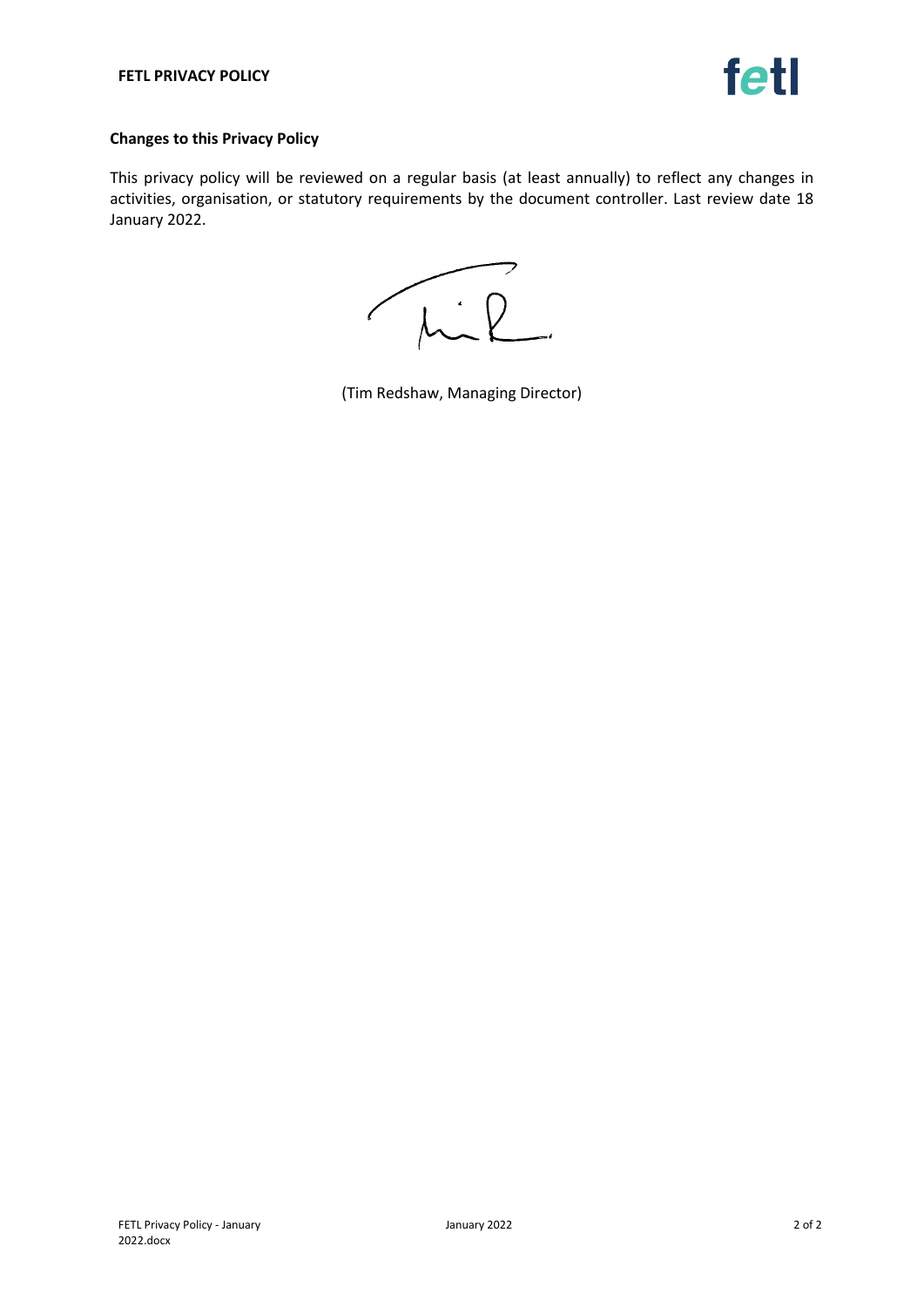**Changes to this Privacy Policy**

This privacy policy will be reviewed on a regular basis (at least annually) to reflect any changes in activities, organisation, or statutory requirements by the document controller. Last review date 18 January 2022.

(Tim Redshaw, Managing Director)